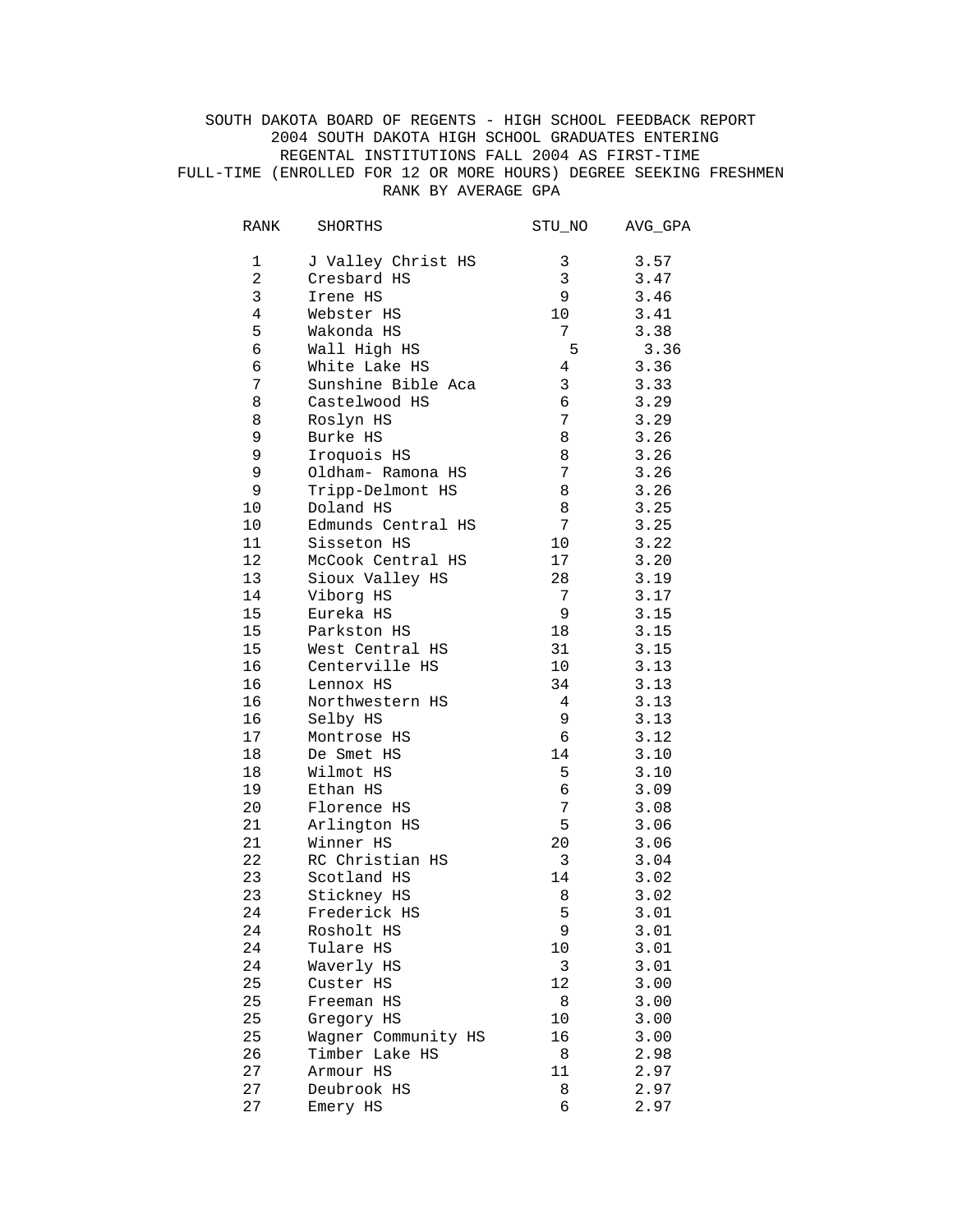SOUTH DAKOTA BOARD OF REGENTS - HIGH SCHOOL FEEDBACK REPORT
2004 SOUTH DAKOTA HIGH SCHOOL GRADUATES ENTERING
REGENTAL INSTITUTIONS FALL 2004 AS FIRST-TIME
FULL-TIME (ENROLLED FOR 12 OR MORE HOURS) DEGREE SEEKING FRESHMEN
RANK BY AVERAGE GPA

| RANK | SHORTHS | STU_NO | AVG_GPA |
|---|---|---|---|
| 1 | J Valley Christ HS | 3 | 3.57 |
| 2 | Cresbard HS | 3 | 3.47 |
| 3 | Irene HS | 9 | 3.46 |
| 4 | Webster HS | 10 | 3.41 |
| 5 | Wakonda HS | 7 | 3.38 |
| 6 | Wall High HS | 5 | 3.36 |
| 6 | White Lake HS | 4 | 3.36 |
| 7 | Sunshine Bible Aca | 3 | 3.33 |
| 8 | Castelwood HS | 6 | 3.29 |
| 8 | Roslyn HS | 7 | 3.29 |
| 9 | Burke HS | 8 | 3.26 |
| 9 | Iroquois HS | 8 | 3.26 |
| 9 | Oldham- Ramona HS | 7 | 3.26 |
| 9 | Tripp-Delmont HS | 8 | 3.26 |
| 10 | Doland HS | 8 | 3.25 |
| 10 | Edmunds Central HS | 7 | 3.25 |
| 11 | Sisseton HS | 10 | 3.22 |
| 12 | McCook Central HS | 17 | 3.20 |
| 13 | Sioux Valley HS | 28 | 3.19 |
| 14 | Viborg HS | 7 | 3.17 |
| 15 | Eureka HS | 9 | 3.15 |
| 15 | Parkston HS | 18 | 3.15 |
| 15 | West Central HS | 31 | 3.15 |
| 16 | Centerville HS | 10 | 3.13 |
| 16 | Lennox HS | 34 | 3.13 |
| 16 | Northwestern HS | 4 | 3.13 |
| 16 | Selby HS | 9 | 3.13 |
| 17 | Montrose HS | 6 | 3.12 |
| 18 | De Smet HS | 14 | 3.10 |
| 18 | Wilmot HS | 5 | 3.10 |
| 19 | Ethan HS | 6 | 3.09 |
| 20 | Florence HS | 7 | 3.08 |
| 21 | Arlington HS | 5 | 3.06 |
| 21 | Winner HS | 20 | 3.06 |
| 22 | RC Christian HS | 3 | 3.04 |
| 23 | Scotland HS | 14 | 3.02 |
| 23 | Stickney HS | 8 | 3.02 |
| 24 | Frederick HS | 5 | 3.01 |
| 24 | Rosholt HS | 9 | 3.01 |
| 24 | Tulare HS | 10 | 3.01 |
| 24 | Waverly HS | 3 | 3.01 |
| 25 | Custer HS | 12 | 3.00 |
| 25 | Freeman HS | 8 | 3.00 |
| 25 | Gregory HS | 10 | 3.00 |
| 25 | Wagner Community HS | 16 | 3.00 |
| 26 | Timber Lake HS | 8 | 2.98 |
| 27 | Armour HS | 11 | 2.97 |
| 27 | Deubrook HS | 8 | 2.97 |
| 27 | Emery HS | 6 | 2.97 |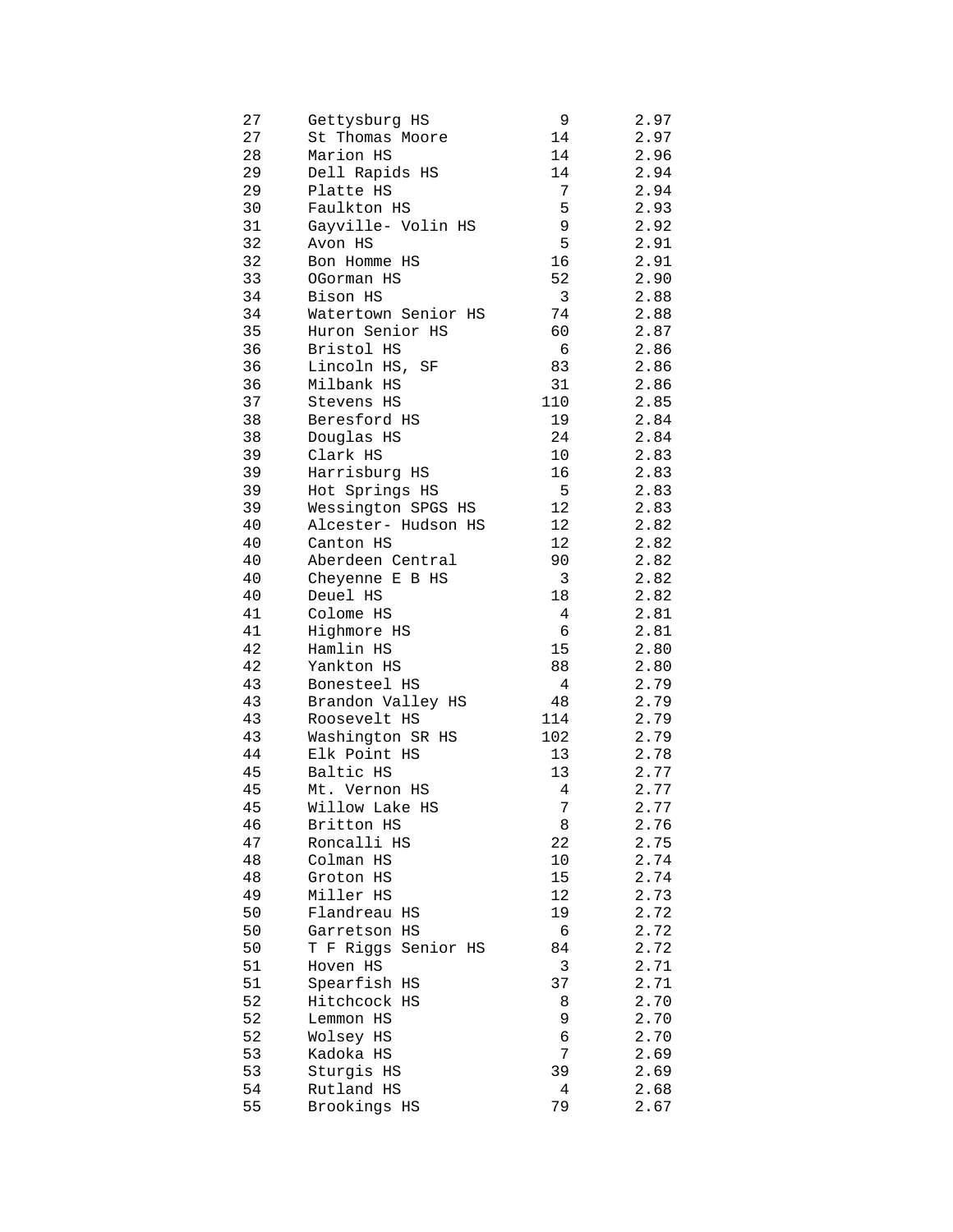| | | | |
|---|---|---|---|
| 27 | Gettysburg HS | 9 | 2.97 |
| 27 | St Thomas Moore | 14 | 2.97 |
| 28 | Marion HS | 14 | 2.96 |
| 29 | Dell Rapids HS | 14 | 2.94 |
| 29 | Platte HS | 7 | 2.94 |
| 30 | Faulkton HS | 5 | 2.93 |
| 31 | Gayville- Volin HS | 9 | 2.92 |
| 32 | Avon HS | 5 | 2.91 |
| 32 | Bon Homme HS | 16 | 2.91 |
| 33 | OGorman HS | 52 | 2.90 |
| 34 | Bison HS | 3 | 2.88 |
| 34 | Watertown Senior HS | 74 | 2.88 |
| 35 | Huron Senior HS | 60 | 2.87 |
| 36 | Bristol HS | 6 | 2.86 |
| 36 | Lincoln HS, SF | 83 | 2.86 |
| 36 | Milbank HS | 31 | 2.86 |
| 37 | Stevens HS | 110 | 2.85 |
| 38 | Beresford HS | 19 | 2.84 |
| 38 | Douglas HS | 24 | 2.84 |
| 39 | Clark HS | 10 | 2.83 |
| 39 | Harrisburg HS | 16 | 2.83 |
| 39 | Hot Springs HS | 5 | 2.83 |
| 39 | Wessington SPGS HS | 12 | 2.83 |
| 40 | Alcester- Hudson HS | 12 | 2.82 |
| 40 | Canton HS | 12 | 2.82 |
| 40 | Aberdeen Central | 90 | 2.82 |
| 40 | Cheyenne E B HS | 3 | 2.82 |
| 40 | Deuel HS | 18 | 2.82 |
| 41 | Colome HS | 4 | 2.81 |
| 41 | Highmore HS | 6 | 2.81 |
| 42 | Hamlin HS | 15 | 2.80 |
| 42 | Yankton HS | 88 | 2.80 |
| 43 | Bonesteel HS | 4 | 2.79 |
| 43 | Brandon Valley HS | 48 | 2.79 |
| 43 | Roosevelt HS | 114 | 2.79 |
| 43 | Washington SR HS | 102 | 2.79 |
| 44 | Elk Point HS | 13 | 2.78 |
| 45 | Baltic HS | 13 | 2.77 |
| 45 | Mt. Vernon HS | 4 | 2.77 |
| 45 | Willow Lake HS | 7 | 2.77 |
| 46 | Britton HS | 8 | 2.76 |
| 47 | Roncalli HS | 22 | 2.75 |
| 48 | Colman HS | 10 | 2.74 |
| 48 | Groton HS | 15 | 2.74 |
| 49 | Miller HS | 12 | 2.73 |
| 50 | Flandreau HS | 19 | 2.72 |
| 50 | Garretson HS | 6 | 2.72 |
| 50 | T F Riggs Senior HS | 84 | 2.72 |
| 51 | Hoven HS | 3 | 2.71 |
| 51 | Spearfish HS | 37 | 2.71 |
| 52 | Hitchcock HS | 8 | 2.70 |
| 52 | Lemmon HS | 9 | 2.70 |
| 52 | Wolsey HS | 6 | 2.70 |
| 53 | Kadoka HS | 7 | 2.69 |
| 53 | Sturgis HS | 39 | 2.69 |
| 54 | Rutland HS | 4 | 2.68 |
| 55 | Brookings HS | 79 | 2.67 |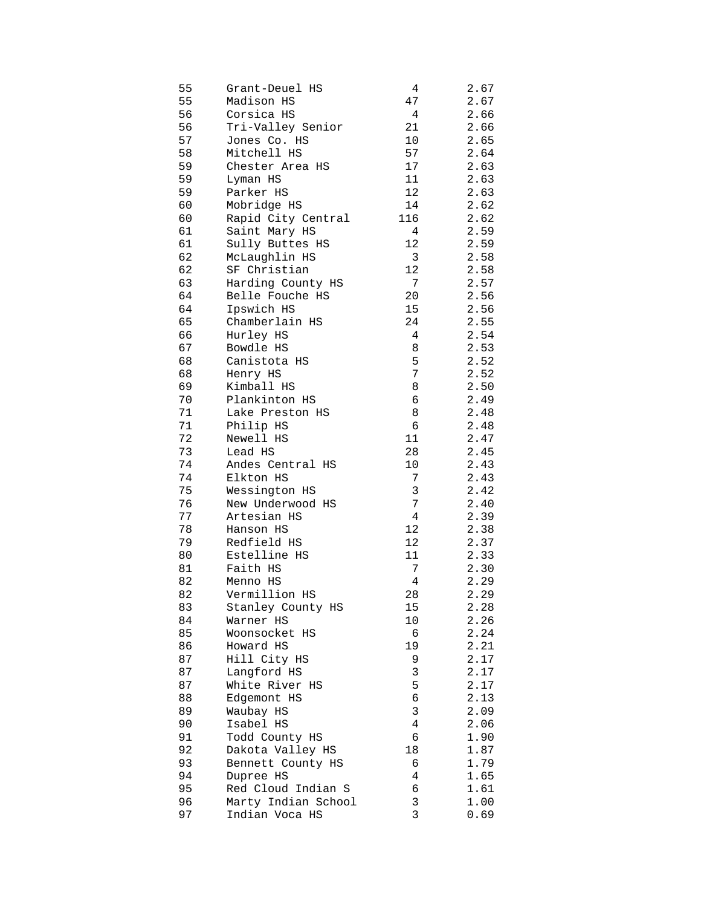| | | | |
|---|---|---|---|
| 55 | Grant-Deuel HS | 4 | 2.67 |
| 55 | Madison HS | 47 | 2.67 |
| 56 | Corsica HS | 4 | 2.66 |
| 56 | Tri-Valley Senior | 21 | 2.66 |
| 57 | Jones Co. HS | 10 | 2.65 |
| 58 | Mitchell HS | 57 | 2.64 |
| 59 | Chester Area HS | 17 | 2.63 |
| 59 | Lyman HS | 11 | 2.63 |
| 59 | Parker HS | 12 | 2.63 |
| 60 | Mobridge HS | 14 | 2.62 |
| 60 | Rapid City Central | 116 | 2.62 |
| 61 | Saint Mary HS | 4 | 2.59 |
| 61 | Sully Buttes HS | 12 | 2.59 |
| 62 | McLaughlin HS | 3 | 2.58 |
| 62 | SF Christian | 12 | 2.58 |
| 63 | Harding County HS | 7 | 2.57 |
| 64 | Belle Fouche HS | 20 | 2.56 |
| 64 | Ipswich HS | 15 | 2.56 |
| 65 | Chamberlain HS | 24 | 2.55 |
| 66 | Hurley HS | 4 | 2.54 |
| 67 | Bowdle HS | 8 | 2.53 |
| 68 | Canistota HS | 5 | 2.52 |
| 68 | Henry HS | 7 | 2.52 |
| 69 | Kimball HS | 8 | 2.50 |
| 70 | Plankinton HS | 6 | 2.49 |
| 71 | Lake Preston HS | 8 | 2.48 |
| 71 | Philip HS | 6 | 2.48 |
| 72 | Newell HS | 11 | 2.47 |
| 73 | Lead HS | 28 | 2.45 |
| 74 | Andes Central HS | 10 | 2.43 |
| 74 | Elkton HS | 7 | 2.43 |
| 75 | Wessington HS | 3 | 2.42 |
| 76 | New Underwood HS | 7 | 2.40 |
| 77 | Artesian HS | 4 | 2.39 |
| 78 | Hanson HS | 12 | 2.38 |
| 79 | Redfield HS | 12 | 2.37 |
| 80 | Estelline HS | 11 | 2.33 |
| 81 | Faith HS | 7 | 2.30 |
| 82 | Menno HS | 4 | 2.29 |
| 82 | Vermillion HS | 28 | 2.29 |
| 83 | Stanley County HS | 15 | 2.28 |
| 84 | Warner HS | 10 | 2.26 |
| 85 | Woonsocket HS | 6 | 2.24 |
| 86 | Howard HS | 19 | 2.21 |
| 87 | Hill City HS | 9 | 2.17 |
| 87 | Langford HS | 3 | 2.17 |
| 87 | White River HS | 5 | 2.17 |
| 88 | Edgemont HS | 6 | 2.13 |
| 89 | Waubay HS | 3 | 2.09 |
| 90 | Isabel HS | 4 | 2.06 |
| 91 | Todd County HS | 6 | 1.90 |
| 92 | Dakota Valley HS | 18 | 1.87 |
| 93 | Bennett County HS | 6 | 1.79 |
| 94 | Dupree HS | 4 | 1.65 |
| 95 | Red Cloud Indian S | 6 | 1.61 |
| 96 | Marty Indian School | 3 | 1.00 |
| 97 | Indian Voca HS | 3 | 0.69 |